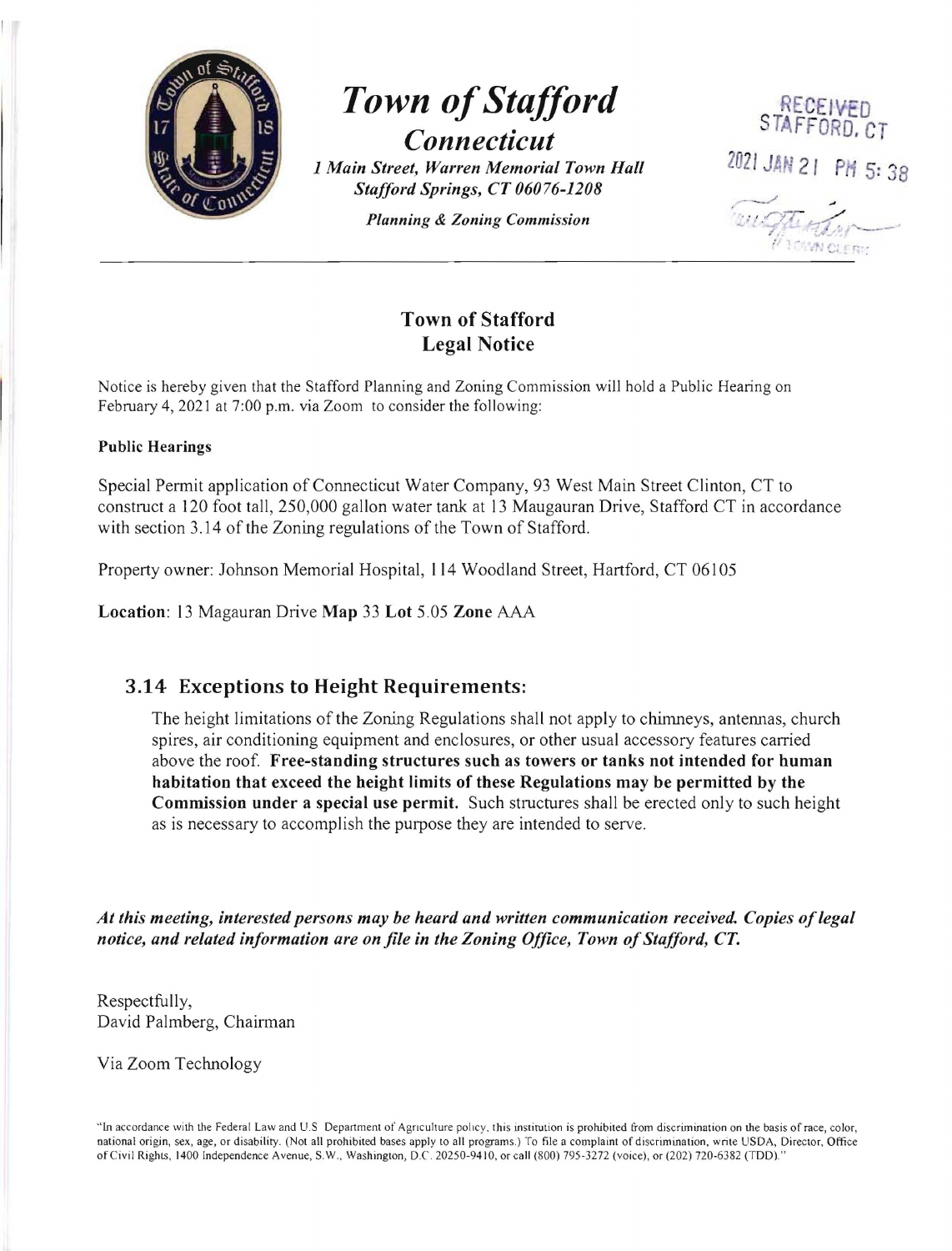# Town of Stafford

## Connecticut

*1 Main Street, Warren Memorial Town Hall*
*Stafford Springs, CT 06076-1208*

*Planning & Zoning Commission*

RECEIVED
STAFFORD, CT
2021 JAN 21 PM 5:38
TOWN CLERK

## Town of Stafford
## Legal Notice

Notice is hereby given that the Stafford Planning and Zoning Commission will hold a Public Hearing on February 4, 2021 at 7:00 p.m. via Zoom to consider the following:

**Public Hearings**

Special Permit application of Connecticut Water Company, 93 West Main Street Clinton, CT to construct a 120 foot tall, 250,000 gallon water tank at 13 Maugauran Drive, Stafford CT in accordance with section 3.14 of the Zoning regulations of the Town of Stafford.

Property owner: Johnson Memorial Hospital, 114 Woodland Street, Hartford, CT 06105

**Location**: 13 Magauran Drive **Map** 33 **Lot** 5.05 **Zone** AAA

### 3.14 Exceptions to Height Requirements:

The height limitations of the Zoning Regulations shall not apply to chimneys, antennas, church spires, air conditioning equipment and enclosures, or other usual accessory features carried above the roof. **Free-standing structures such as towers or tanks not intended for human habitation that exceed the height limits of these Regulations may be permitted by the Commission under a special use permit.** Such structures shall be erected only to such height as is necessary to accomplish the purpose they are intended to serve.

***At this meeting, interested persons may be heard and written communication received. Copies of legal notice, and related information are on file in the Zoning Office, Town of Stafford, CT.***

Respectfully,
David Palmberg, Chairman

Via Zoom Technology

"In accordance with the Federal Law and U.S. Department of Agriculture policy, this institution is prohibited from discrimination on the basis of race, color, national origin, sex, age, or disability. (Not all prohibited bases apply to all programs.) To file a complaint of discrimination, write USDA, Director, Office of Civil Rights, 1400 Independence Avenue, S.W., Washington, D.C. 20250-9410, or call (800) 795-3272 (voice), or (202) 720-6382 (TDD)."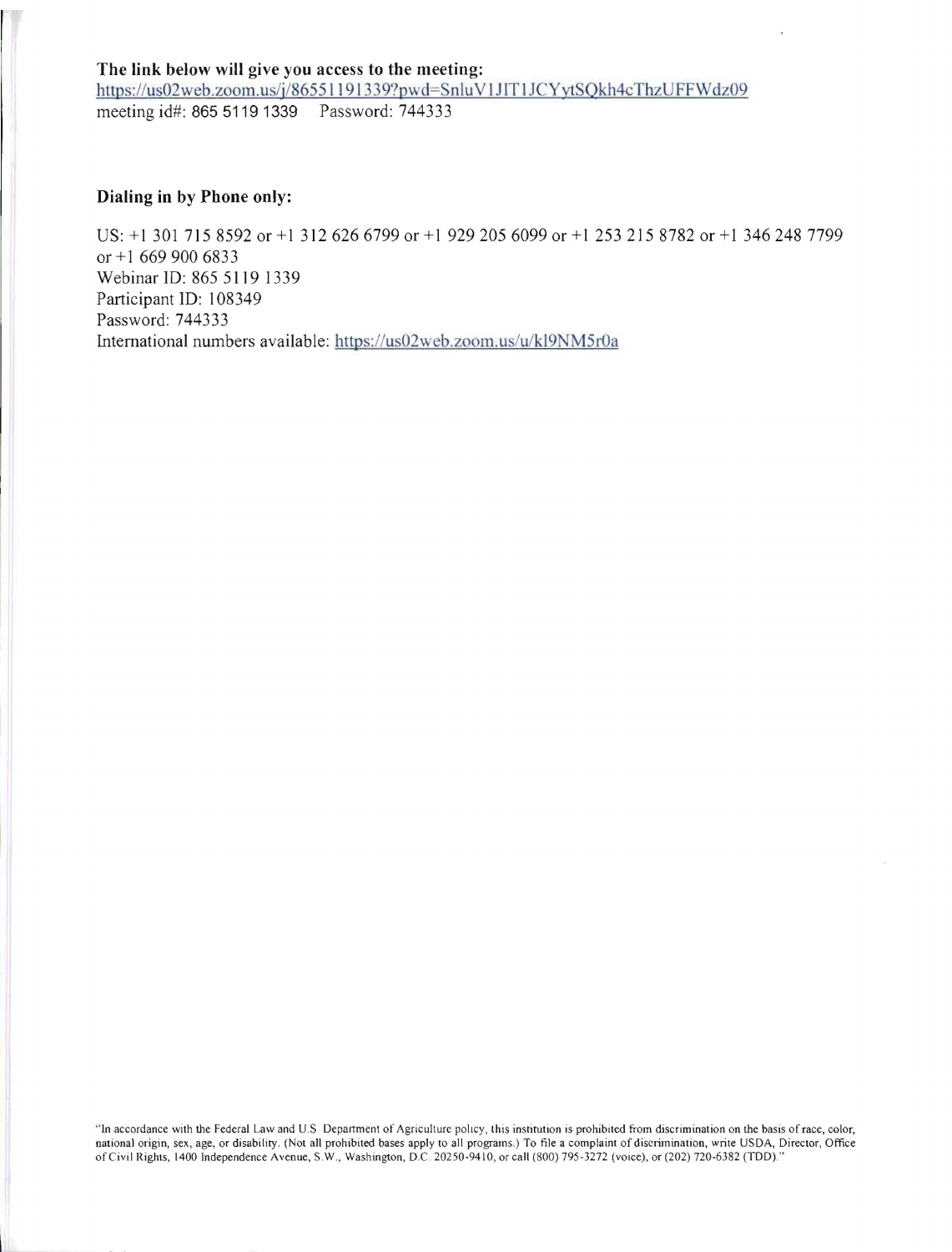**The link below will give you access to the meeting:**
https://us02web.zoom.us/j/86551191339?pwd=SnluV1JIT1JCYytSQkh4cThzUFFWdz09
meeting id#: 865 5119 1339   Password: 744333

**Dialing in by Phone only:**

US: +1 301 715 8592 or +1 312 626 6799 or +1 929 205 6099 or +1 253 215 8782 or +1 346 248 7799 or +1 669 900 6833
Webinar ID: 865 5119 1339
Participant ID: 108349
Password: 744333
International numbers available: https://us02web.zoom.us/u/kl9NM5r0a

"In accordance with the Federal Law and U.S. Department of Agriculture policy, this institution is prohibited from discrimination on the basis of race, color, national origin, sex, age, or disability. (Not all prohibited bases apply to all programs.) To file a complaint of discrimination, write USDA, Director, Office of Civil Rights, 1400 Independence Avenue, S.W., Washington, D.C. 20250-9410, or call (800) 795-3272 (voice), or (202) 720-6382 (TDD)."